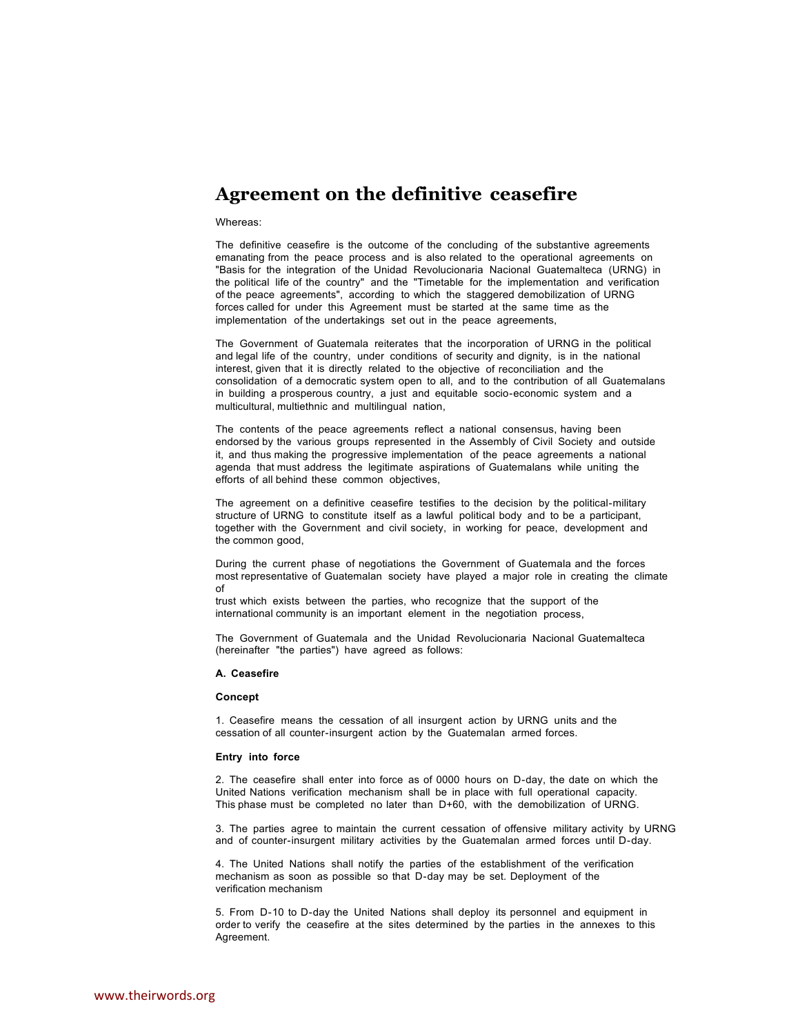# Agreement on the definitive ceasefire

Whereas:

The definitive ceasefire is the outcome of the concluding of the substantive agreements emanating from the peace process and is also related to the operational agreements on "Basis for the integration of the Unidad Revolucionaria Nacional Guatemalteca (URNG) in the political life of the country" and the "Timetable for the implementation and verification of the peace agreements", according to which the staggered demobilization of URNG forces called for under this Agreement must be started at the same time as the implementation of the undertakings set out in the peace agreements,

The Government of Guatemala reiterates that the incorporation of URNG in the political and legal life of the country, under conditions of security and dignity, is in the national interest, given that it is directly related to the objective of reconciliation and the consolidation of a democratic system open to all, and to the contribution of all Guatemalans in building a prosperous country, a just and equitable socio-economic system and a multicultural, multiethnic and multilingual nation,

The contents of the peace agreements reflect a national consensus, having been endorsed by the various groups represented in the Assembly of Civil Society and outside it, and thus making the progressive implementation of the peace agreements a national agenda that must address the legitimate aspirations of Guatemalans while uniting the efforts of all behind these common objectives,

The agreement on a definitive ceasefire testifies to the decision by the political-military structure of URNG to constitute itself as a lawful political body and to be a participant, together with the Government and civil society, in working for peace, development and the common good,

During the current phase of negotiations the Government of Guatemala and the forces most representative of Guatemalan society have played a major role in creating the climate of trust which exists between the parties, who recognize that the support of the international community is an important element in the negotiation process,

The Government of Guatemala and the Unidad Revolucionaria Nacional Guatemalteca (hereinafter "the parties") have agreed as follows:

**A. Ceasefire**

**Concept**

1. Ceasefire means the cessation of all insurgent action by URNG units and the cessation of all counter-insurgent action by the Guatemalan armed forces.

**Entry into force**

2. The ceasefire shall enter into force as of 0000 hours on D-day, the date on which the United Nations verification mechanism shall be in place with full operational capacity. This phase must be completed no later than D+60, with the demobilization of URNG.

3. The parties agree to maintain the current cessation of offensive military activity by URNG and of counter-insurgent military activities by the Guatemalan armed forces until D-day.

4. The United Nations shall notify the parties of the establishment of the verification mechanism as soon as possible so that D-day may be set. Deployment of the verification mechanism

5. From D-10 to D-day the United Nations shall deploy its personnel and equipment in order to verify the ceasefire at the sites determined by the parties in the annexes to this Agreement.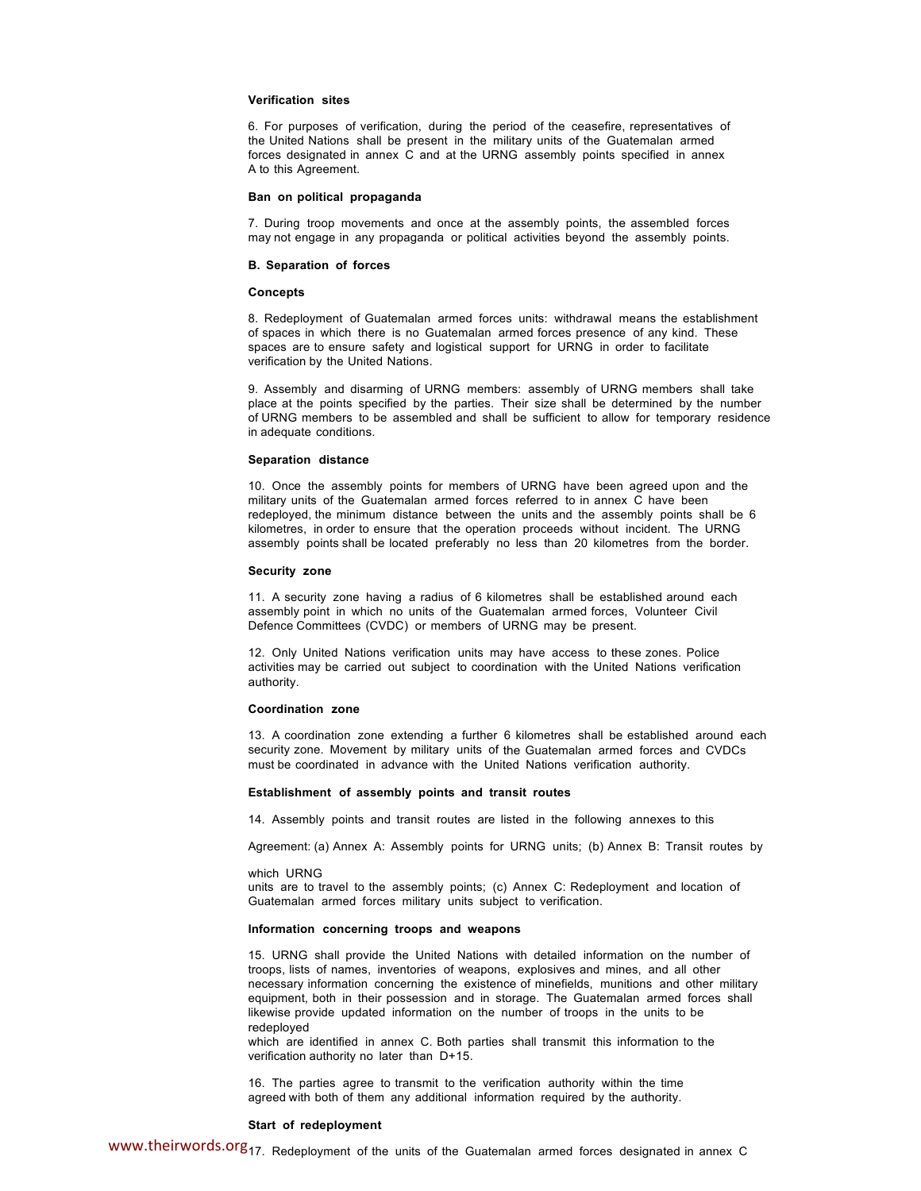**Verification sites**

6. For purposes of verification, during the period of the ceasefire, representatives of the United Nations shall be present in the military units of the Guatemalan armed forces designated in annex C and at the URNG assembly points specified in annex A to this Agreement.

**Ban on political propaganda**

7. During troop movements and once at the assembly points, the assembled forces may not engage in any propaganda or political activities beyond the assembly points.

**B. Separation of forces**

**Concepts**

8. Redeployment of Guatemalan armed forces units: withdrawal means the establishment of spaces in which there is no Guatemalan armed forces presence of any kind. These spaces are to ensure safety and logistical support for URNG in order to facilitate verification by the United Nations.

9. Assembly and disarming of URNG members: assembly of URNG members shall take place at the points specified by the parties. Their size shall be determined by the number of URNG members to be assembled and shall be sufficient to allow for temporary residence in adequate conditions.

**Separation distance**

10. Once the assembly points for members of URNG have been agreed upon and the military units of the Guatemalan armed forces referred to in annex C have been redeployed, the minimum distance between the units and the assembly points shall be 6 kilometres, in order to ensure that the operation proceeds without incident. The URNG assembly points shall be located preferably no less than 20 kilometres from the border.

**Security zone**

11. A security zone having a radius of 6 kilometres shall be established around each assembly point in which no units of the Guatemalan armed forces, Volunteer Civil Defence Committees (CVDC) or members of URNG may be present.

12. Only United Nations verification units may have access to these zones. Police activities may be carried out subject to coordination with the United Nations verification authority.

**Coordination zone**

13. A coordination zone extending a further 6 kilometres shall be established around each security zone. Movement by military units of the Guatemalan armed forces and CVDCs must be coordinated in advance with the United Nations verification authority.

**Establishment of assembly points and transit routes**

14. Assembly points and transit routes are listed in the following annexes to this Agreement: (a) Annex A: Assembly points for URNG units; (b) Annex B: Transit routes by which URNG units are to travel to the assembly points; (c) Annex C: Redeployment and location of Guatemalan armed forces military units subject to verification.

**Information concerning troops and weapons**

15. URNG shall provide the United Nations with detailed information on the number of troops, lists of names, inventories of weapons, explosives and mines, and all other necessary information concerning the existence of minefields, munitions and other military equipment, both in their possession and in storage. The Guatemalan armed forces shall likewise provide updated information on the number of troops in the units to be redeployed which are identified in annex C. Both parties shall transmit this information to the verification authority no later than D+15.

16. The parties agree to transmit to the verification authority within the time agreed with both of them any additional information required by the authority.

**Start of redeployment**

17. Redeployment of the units of the Guatemalan armed forces designated in annex C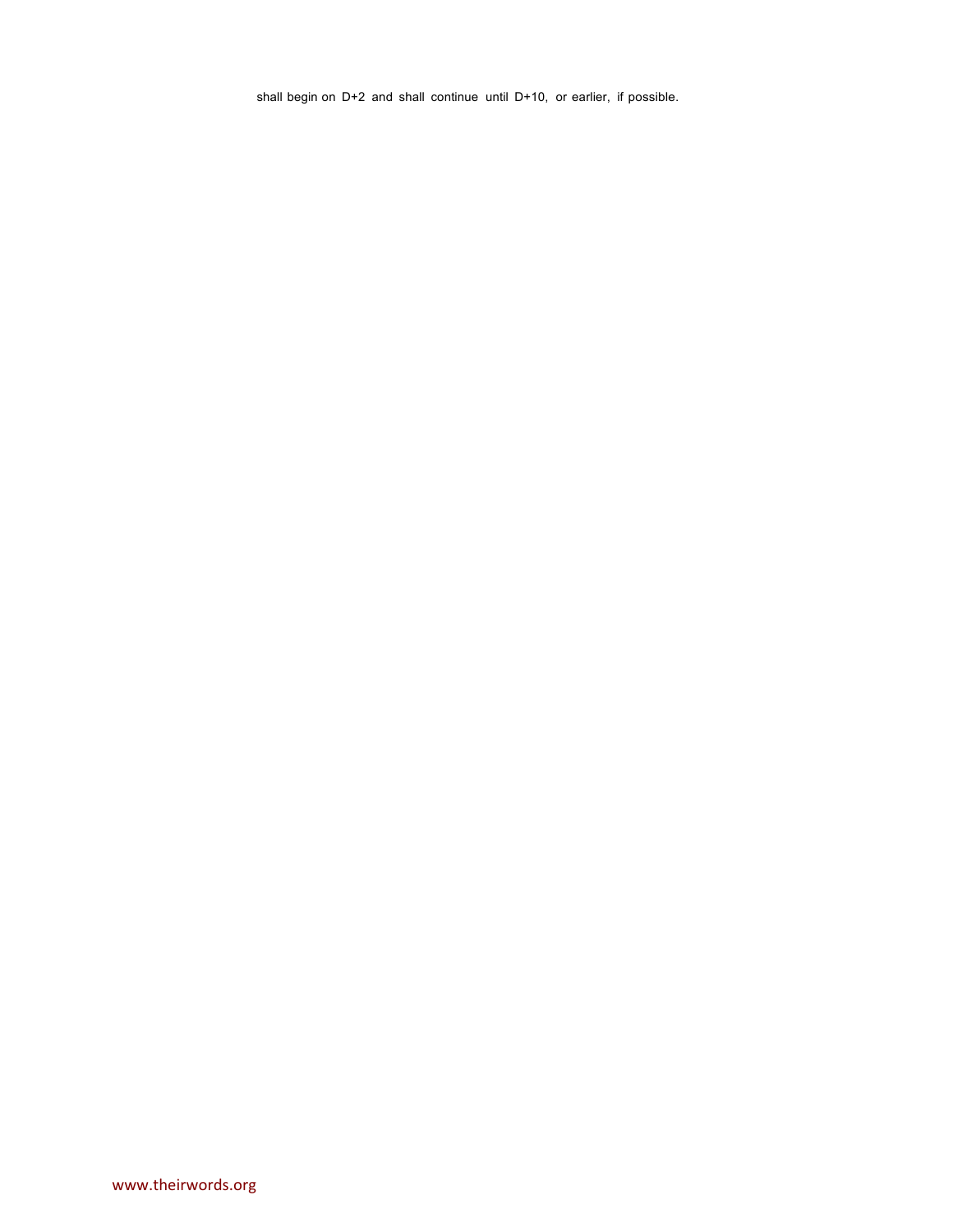shall begin on D+2 and shall continue until D+10, or earlier, if possible.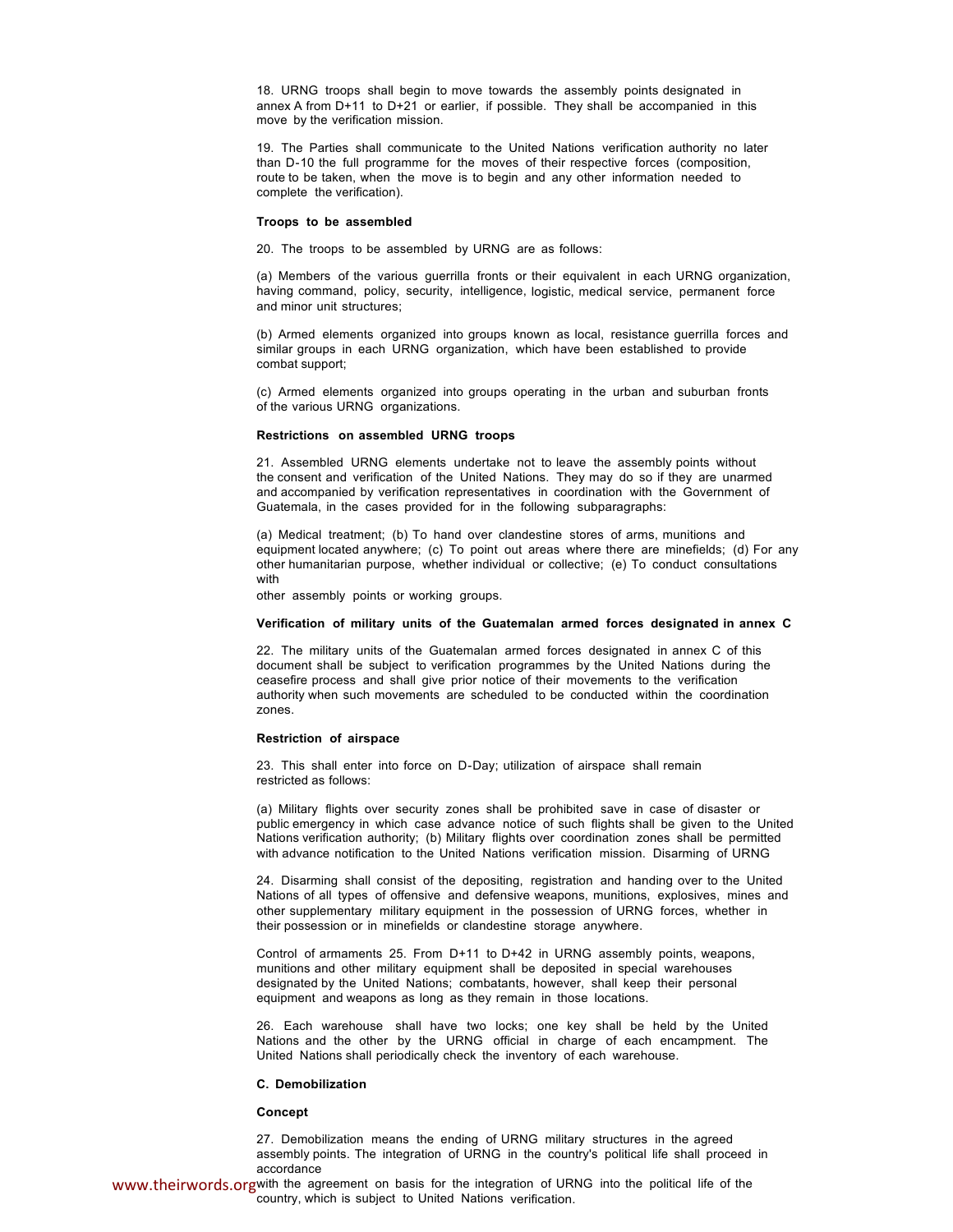18. URNG troops shall begin to move towards the assembly points designated in annex A from D+11 to D+21 or earlier, if possible. They shall be accompanied in this move by the verification mission.

19. The Parties shall communicate to the United Nations verification authority no later than D-10 the full programme for the moves of their respective forces (composition, route to be taken, when the move is to begin and any other information needed to complete the verification).

**Troops to be assembled**

20. The troops to be assembled by URNG are as follows:

(a) Members of the various guerrilla fronts or their equivalent in each URNG organization, having command, policy, security, intelligence, logistic, medical service, permanent force and minor unit structures;

(b) Armed elements organized into groups known as local, resistance guerrilla forces and similar groups in each URNG organization, which have been established to provide combat support;

(c) Armed elements organized into groups operating in the urban and suburban fronts of the various URNG organizations.

**Restrictions on assembled URNG troops**

21. Assembled URNG elements undertake not to leave the assembly points without the consent and verification of the United Nations. They may do so if they are unarmed and accompanied by verification representatives in coordination with the Government of Guatemala, in the cases provided for in the following subparagraphs:

(a) Medical treatment; (b) To hand over clandestine stores of arms, munitions and equipment located anywhere; (c) To point out areas where there are minefields; (d) For any other humanitarian purpose, whether individual or collective; (e) To conduct consultations with
other assembly points or working groups.

**Verification of military units of the Guatemalan armed forces designated in annex C**

22. The military units of the Guatemalan armed forces designated in annex C of this document shall be subject to verification programmes by the United Nations during the ceasefire process and shall give prior notice of their movements to the verification authority when such movements are scheduled to be conducted within the coordination zones.

**Restriction of airspace**

23. This shall enter into force on D-Day; utilization of airspace shall remain restricted as follows:

(a) Military flights over security zones shall be prohibited save in case of disaster or public emergency in which case advance notice of such flights shall be given to the United Nations verification authority; (b) Military flights over coordination zones shall be permitted with advance notification to the United Nations verification mission. Disarming of URNG

24. Disarming shall consist of the depositing, registration and handing over to the United Nations of all types of offensive and defensive weapons, munitions, explosives, mines and other supplementary military equipment in the possession of URNG forces, whether in their possession or in minefields or clandestine storage anywhere.

Control of armaments 25. From D+11 to D+42 in URNG assembly points, weapons, munitions and other military equipment shall be deposited in special warehouses designated by the United Nations; combatants, however, shall keep their personal equipment and weapons as long as they remain in those locations.

26. Each warehouse shall have two locks; one key shall be held by the United Nations and the other by the URNG official in charge of each encampment. The United Nations shall periodically check the inventory of each warehouse.

**C. Demobilization**

**Concept**

27. Demobilization means the ending of URNG military structures in the agreed assembly points. The integration of URNG in the country's political life shall proceed in accordance with the agreement on basis for the integration of URNG into the political life of the country, which is subject to United Nations verification.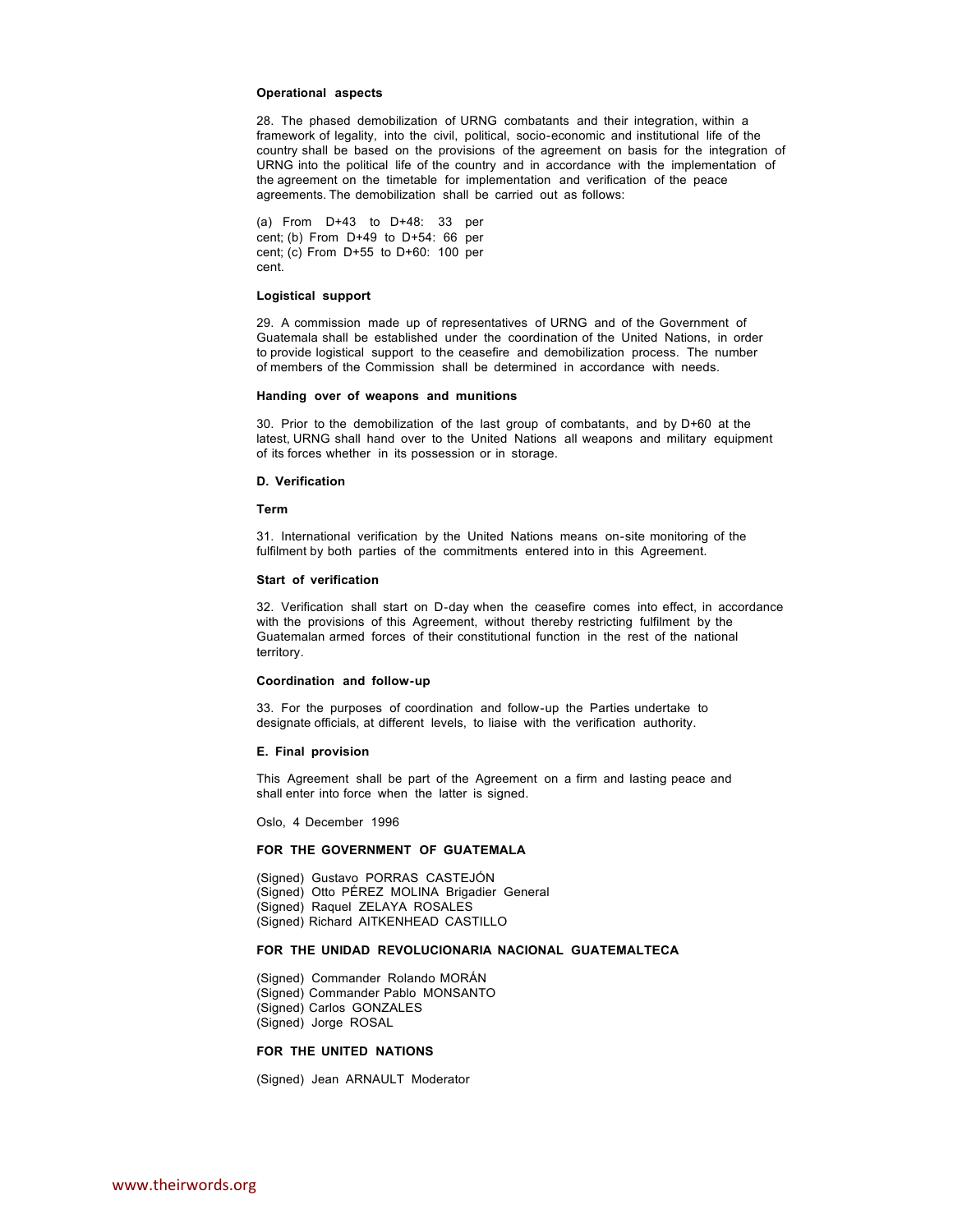**Operational aspects**

28. The phased demobilization of URNG combatants and their integration, within a framework of legality, into the civil, political, socio-economic and institutional life of the country shall be based on the provisions of the agreement on basis for the integration of URNG into the political life of the country and in accordance with the implementation of the agreement on the timetable for implementation and verification of the peace agreements. The demobilization shall be carried out as follows:

(a) From D+43 to D+48: 33 per cent; (b) From D+49 to D+54: 66 per cent; (c) From D+55 to D+60: 100 per cent.

**Logistical support**

29. A commission made up of representatives of URNG and of the Government of Guatemala shall be established under the coordination of the United Nations, in order to provide logistical support to the ceasefire and demobilization process. The number of members of the Commission shall be determined in accordance with needs.

**Handing over of weapons and munitions**

30. Prior to the demobilization of the last group of combatants, and by D+60 at the latest, URNG shall hand over to the United Nations all weapons and military equipment of its forces whether in its possession or in storage.

**D. Verification**

**Term**

31. International verification by the United Nations means on-site monitoring of the fulfilment by both parties of the commitments entered into in this Agreement.

**Start of verification**

32. Verification shall start on D-day when the ceasefire comes into effect, in accordance with the provisions of this Agreement, without thereby restricting fulfilment by the Guatemalan armed forces of their constitutional function in the rest of the national territory.

**Coordination and follow-up**

33. For the purposes of coordination and follow-up the Parties undertake to designate officials, at different levels, to liaise with the verification authority.

**E. Final provision**

This Agreement shall be part of the Agreement on a firm and lasting peace and shall enter into force when the latter is signed.

Oslo, 4 December 1996

**FOR THE GOVERNMENT OF GUATEMALA**

(Signed) Gustavo PORRAS CASTEJÓN
(Signed) Otto PÉREZ MOLINA Brigadier General
(Signed) Raquel ZELAYA ROSALES
(Signed) Richard AITKENHEAD CASTILLO

**FOR THE UNIDAD REVOLUCIONARIA NACIONAL GUATEMALTECA**

(Signed) Commander Rolando MORÁN
(Signed) Commander Pablo MONSANTO
(Signed) Carlos GONZALES
(Signed) Jorge ROSAL

**FOR THE UNITED NATIONS**

(Signed) Jean ARNAULT Moderator